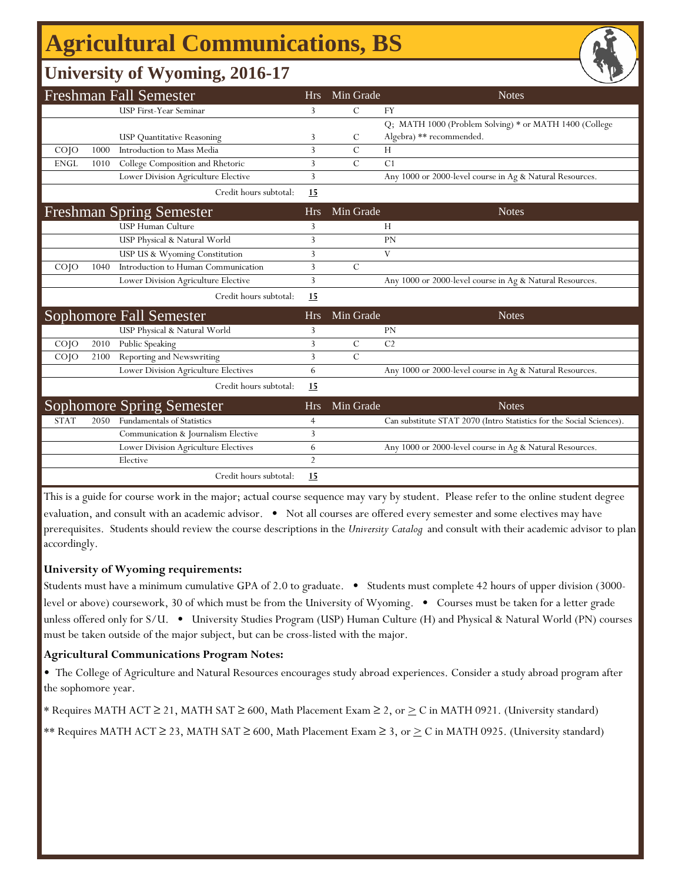# Agricultural Communications, BS

## University of Wyoming, 2016-17

| Freshman Fall Semester | | | Hrs | Min Grade | Notes |
|---|---|---|---|---|---|
| | | USP First-Year Seminar | 3 | C | FY |
| | | USP Quantitative Reasoning | 3 | C | Q; MATH 1000 (Problem Solving) * or MATH 1400 (College Algebra) ** recommended. |
| COJO | 1000 | Introduction to Mass Media | 3 | C | H |
| ENGL | 1010 | College Composition and Rhetoric | 3 | C | C1 |
| | | Lower Division Agriculture Elective | 3 | | Any 1000 or 2000-level course in Ag & Natural Resources. |
| | | Credit hours subtotal: | **15** | | |

| Freshman Spring Semester | | | Hrs | Min Grade | Notes |
|---|---|---|---|---|---|
| | | USP Human Culture | 3 | | H |
| | | USP Physical & Natural World | 3 | | PN |
| | | USP US & Wyoming Constitution | 3 | | V |
| COJO | 1040 | Introduction to Human Communication | 3 | C | |
| | | Lower Division Agriculture Elective | 3 | | Any 1000 or 2000-level course in Ag & Natural Resources. |
| | | Credit hours subtotal: | **15** | | |

| Sophomore Fall Semester | | | Hrs | Min Grade | Notes |
|---|---|---|---|---|---|
| | | USP Physical & Natural World | 3 | | PN |
| COJO | 2010 | Public Speaking | 3 | C | C2 |
| COJO | 2100 | Reporting and Newswriting | 3 | C | |
| | | Lower Division Agriculture Electives | 6 | | Any 1000 or 2000-level course in Ag & Natural Resources. |
| | | Credit hours subtotal: | **15** | | |

| Sophomore Spring Semester | | | Hrs | Min Grade | Notes |
|---|---|---|---|---|---|
| STAT | 2050 | Fundamentals of Statistics | 4 | | Can substitute STAT 2070 (Intro Statistics for the Social Sciences). |
| | | Communication & Journalism Elective | 3 | | |
| | | Lower Division Agriculture Electives | 6 | | Any 1000 or 2000-level course in Ag & Natural Resources. |
| | | Elective | 2 | | |
| | | Credit hours subtotal: | **15** | | |

This is a guide for course work in the major; actual course sequence may vary by student. Please refer to the online student degree evaluation, and consult with an academic advisor. • Not all courses are offered every semester and some electives may have prerequisites. Students should review the course descriptions in the *University Catalog* and consult with their academic advisor to plan accordingly.

**University of Wyoming requirements:**

Students must have a minimum cumulative GPA of 2.0 to graduate. • Students must complete 42 hours of upper division (3000-level or above) coursework, 30 of which must be from the University of Wyoming. • Courses must be taken for a letter grade unless offered only for S/U. • University Studies Program (USP) Human Culture (H) and Physical & Natural World (PN) courses must be taken outside of the major subject, but can be cross-listed with the major.

**Agricultural Communications Program Notes:**

• The College of Agriculture and Natural Resources encourages study abroad experiences. Consider a study abroad program after the sophomore year.

* Requires MATH ACT ≥ 21, MATH SAT ≥ 600, Math Placement Exam ≥ 2, or ≥ C in MATH 0921. (University standard)

** Requires MATH ACT ≥ 23, MATH SAT ≥ 600, Math Placement Exam ≥ 3, or ≥ C in MATH 0925. (University standard)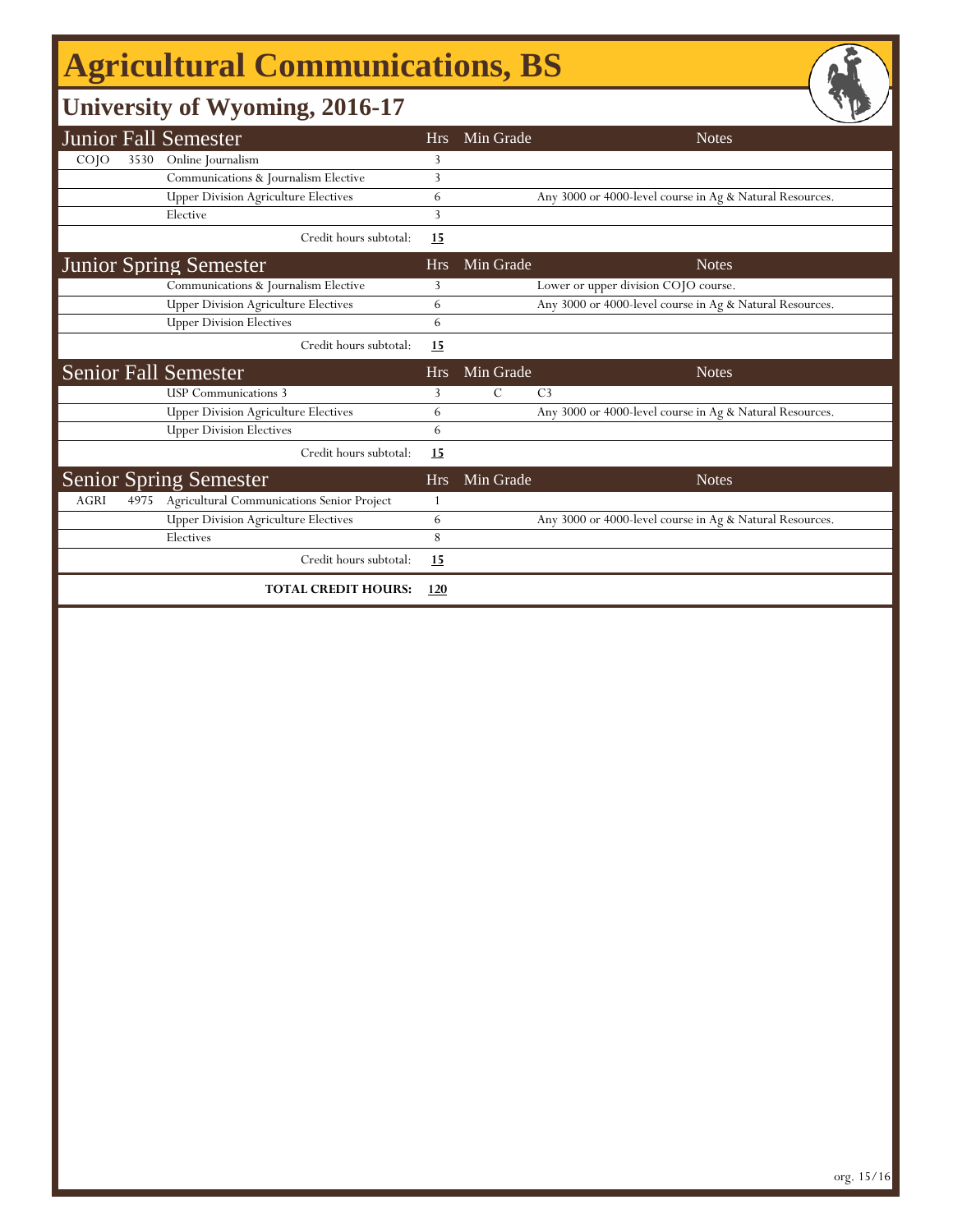# Agricultural Communications, BS

## University of Wyoming, 2016-17

| Junior Fall Semester | | | Hrs | Min Grade | Notes |
|---|---|---|---|---|---|
| COJO | 3530 | Online Journalism | 3 | | |
| | | Communications & Journalism Elective | 3 | | |
| | | Upper Division Agriculture Electives | 6 | | Any 3000 or 4000-level course in Ag & Natural Resources. |
| | | Elective | 3 | | |
| | | Credit hours subtotal: | **15** | | |

| Junior Spring Semester | | | Hrs | Min Grade | Notes |
|---|---|---|---|---|---|
| | | Communications & Journalism Elective | 3 | | Lower or upper division COJO course. |
| | | Upper Division Agriculture Electives | 6 | | Any 3000 or 4000-level course in Ag & Natural Resources. |
| | | Upper Division Electives | 6 | | |
| | | Credit hours subtotal: | **15** | | |

| Senior Fall Semester | | | Hrs | Min Grade | Notes |
|---|---|---|---|---|---|
| | | USP Communications 3 | 3 | C | C3 |
| | | Upper Division Agriculture Electives | 6 | | Any 3000 or 4000-level course in Ag & Natural Resources. |
| | | Upper Division Electives | 6 | | |
| | | Credit hours subtotal: | **15** | | |

| Senior Spring Semester | | | Hrs | Min Grade | Notes |
|---|---|---|---|---|---|
| AGRI | 4975 | Agricultural Communications Senior Project | 1 | | |
| | | Upper Division Agriculture Electives | 6 | | Any 3000 or 4000-level course in Ag & Natural Resources. |
| | | Electives | 8 | | |
| | | Credit hours subtotal: | **15** | | |

**TOTAL CREDIT HOURS: 120**

org. 15/16